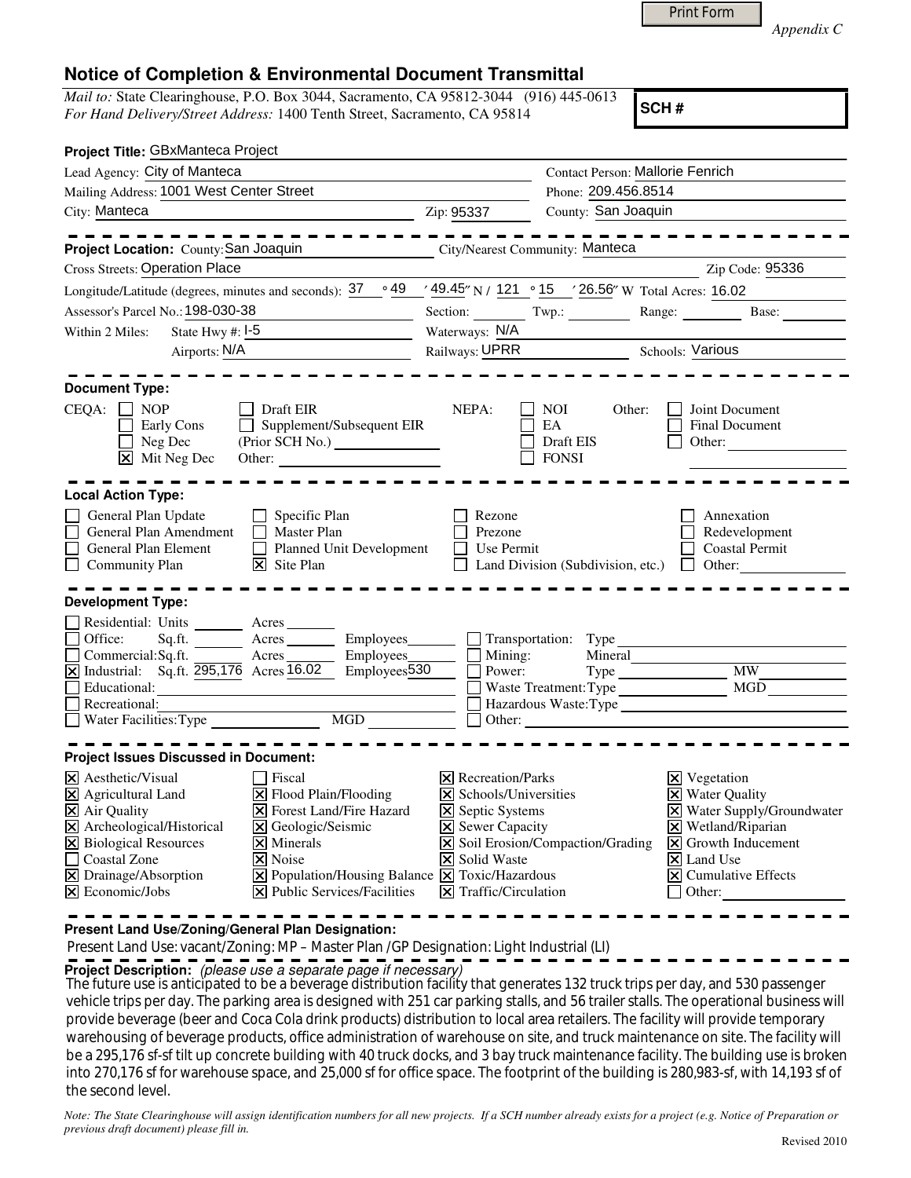Print Form

*Appendix C*

# Notice of Completion & Environmental Document Transmittal

*Mail to:* State Clearinghouse, P.O. Box 3044, Sacramento, CA 95812-3044 (916) 445-0613
*For Hand Delivery/Street Address:* 1400 Tenth Street, Sacramento, CA 95814

**SCH #**

**Project Title:** GBxManteca Project

Lead Agency: City of Manteca
Contact Person: Mallorie Fenrich
Mailing Address: 1001 West Center Street
Phone: 209.456.8514
City: Manteca
Zip: 95337
County: San Joaquin

---

**Project Location:** County: San Joaquin
City/Nearest Community: Manteca
Cross Streets: Operation Place
Zip Code: 95336
Longitude/Latitude (degrees, minutes and seconds): 37 ° 49 ′ 49.45″ N / 121 ° 15 ′ 26.56″ W Total Acres: 16.02
Assessor's Parcel No.: 198-030-38
Section: Twp.: Range: Base:
Within 2 Miles: State Hwy #: I-5
Waterways: N/A
Airports: N/A
Railways: UPRR
Schools: Various

---

**Document Type:**

CEQA:
- [ ] NOP
- [ ] Early Cons
- [ ] Neg Dec
- [x] Mit Neg Dec
- [ ] Draft EIR
- [ ] Supplement/Subsequent EIR (Prior SCH No.)
- Other:

NEPA:
- [ ] NOI
- [ ] EA
- [ ] Draft EIS
- [ ] FONSI

Other:
- [ ] Joint Document
- [ ] Final Document
- [ ] Other:

---

**Local Action Type:**

- [ ] General Plan Update
- [ ] General Plan Amendment
- [ ] General Plan Element
- [ ] Community Plan
- [ ] Specific Plan
- [ ] Master Plan
- [ ] Planned Unit Development
- [x] Site Plan
- [ ] Rezone
- [ ] Prezone
- [ ] Use Permit
- [ ] Land Division (Subdivision, etc.)
- [ ] Annexation
- [ ] Redevelopment
- [ ] Coastal Permit
- [ ] Other:

---

**Development Type:**

- [ ] Residential: Units Acres
- [ ] Office: Sq.ft. Acres Employees
- [ ] Commercial: Sq.ft. Acres Employees
- [x] Industrial: Sq.ft. 295,176 Acres 16.02 Employees 530
- [ ] Educational:
- [ ] Recreational:
- [ ] Water Facilities: Type MGD
- [ ] Transportation: Type
- [ ] Mining: Mineral
- [ ] Power: Type MW
- [ ] Waste Treatment: Type MGD
- [ ] Hazardous Waste: Type
- [ ] Other:

---

**Project Issues Discussed in Document:**

- [x] Aesthetic/Visual
- [x] Agricultural Land
- [x] Air Quality
- [x] Archeological/Historical
- [x] Biological Resources
- [ ] Coastal Zone
- [x] Drainage/Absorption
- [x] Economic/Jobs
- [ ] Fiscal
- [x] Flood Plain/Flooding
- [x] Forest Land/Fire Hazard
- [x] Geologic/Seismic
- [x] Minerals
- [x] Noise
- [x] Population/Housing Balance
- [x] Public Services/Facilities
- [x] Recreation/Parks
- [x] Schools/Universities
- [x] Septic Systems
- [x] Sewer Capacity
- [x] Soil Erosion/Compaction/Grading
- [x] Solid Waste
- [x] Toxic/Hazardous
- [x] Traffic/Circulation
- [x] Vegetation
- [x] Water Quality
- [x] Water Supply/Groundwater
- [x] Wetland/Riparian
- [x] Growth Inducement
- [x] Land Use
- [x] Cumulative Effects
- [ ] Other:

---

**Present Land Use/Zoning/General Plan Designation:**

Present Land Use: vacant/Zoning: MP – Master Plan /GP Designation: Light Industrial (LI)

**Project Description:** *(please use a separate page if necessary)*

The future use is anticipated to be a beverage distribution facility that generates 132 truck trips per day, and 530 passenger vehicle trips per day. The parking area is designed with 251 car parking stalls, and 56 trailer stalls. The operational business will provide beverage (beer and Coca Cola drink products) distribution to local area retailers. The facility will provide temporary warehousing of beverage products, office administration of warehouse on site, and truck maintenance on site. The facility will be a 295,176 sf-sf tilt up concrete building with 40 truck docks, and 3 bay truck maintenance facility. The building use is broken into 270,176 sf for warehouse space, and 25,000 sf for office space. The footprint of the building is 280,983-sf, with 14,193 sf of the second level.

*Note: The State Clearinghouse will assign identification numbers for all new projects. If a SCH number already exists for a project (e.g. Notice of Preparation or previous draft document) please fill in.*

Revised 2010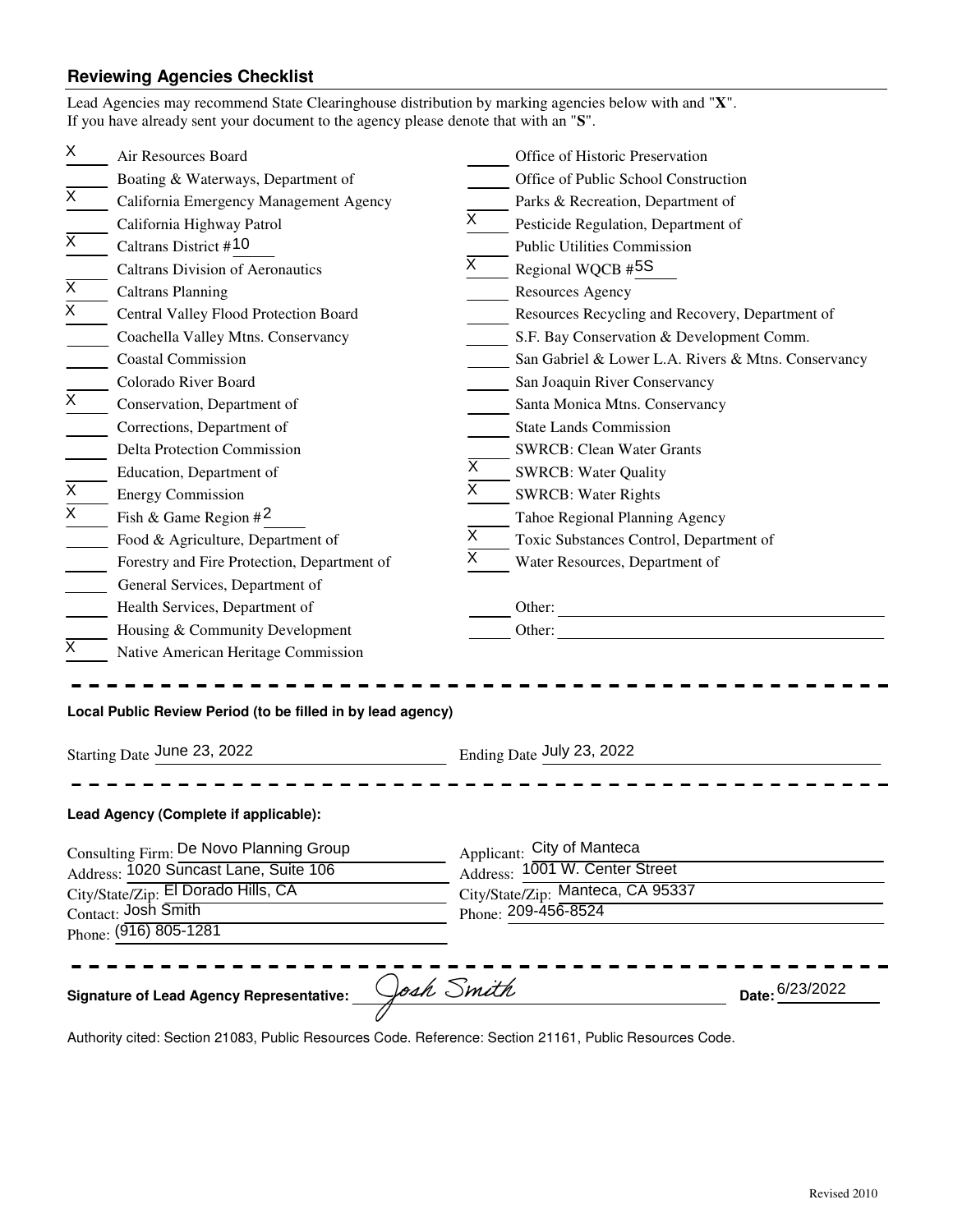## Reviewing Agencies Checklist

Lead Agencies may recommend State Clearinghouse distribution by marking agencies below with and "**X**".
If you have already sent your document to the agency please denote that with an "**S**".

| | | | |
|---|---|---|---|
| X | Air Resources Board | | Office of Historic Preservation |
| | Boating & Waterways, Department of | | Office of Public School Construction |
| X | California Emergency Management Agency | | Parks & Recreation, Department of |
| | California Highway Patrol | X | Pesticide Regulation, Department of |
| X | Caltrans District #10 | | Public Utilities Commission |
| | Caltrans Division of Aeronautics | X | Regional WQCB #5S |
| X | Caltrans Planning | | Resources Agency |
| X | Central Valley Flood Protection Board | | Resources Recycling and Recovery, Department of |
| | Coachella Valley Mtns. Conservancy | | S.F. Bay Conservation & Development Comm. |
| | Coastal Commission | | San Gabriel & Lower L.A. Rivers & Mtns. Conservancy |
| | Colorado River Board | | San Joaquin River Conservancy |
| X | Conservation, Department of | | Santa Monica Mtns. Conservancy |
| | Corrections, Department of | | State Lands Commission |
| | Delta Protection Commission | | SWRCB: Clean Water Grants |
| | Education, Department of | X | SWRCB: Water Quality |
| X | Energy Commission | X | SWRCB: Water Rights |
| X | Fish & Game Region #2 | | Tahoe Regional Planning Agency |
| | Food & Agriculture, Department of | X | Toxic Substances Control, Department of |
| | Forestry and Fire Protection, Department of | X | Water Resources, Department of |
| | General Services, Department of | | |
| | Health Services, Department of | | Other: |
| | Housing & Community Development | | Other: |
| X | Native American Heritage Commission | | |

**Local Public Review Period (to be filled in by lead agency)**

Starting Date June 23, 2022 Ending Date July 23, 2022

**Lead Agency (Complete if applicable):**

| | |
|---|---|
| Consulting Firm: De Novo Planning Group | Applicant: City of Manteca |
| Address: 1020 Suncast Lane, Suite 106 | Address: 1001 W. Center Street |
| City/State/Zip: El Dorado Hills, CA | City/State/Zip: Manteca, CA 95337 |
| Contact: Josh Smith | Phone: 209-456-8524 |
| Phone: (916) 805-1281 | |

**Signature of Lead Agency Representative:** *Josh Smith* **Date:** 6/23/2022

Authority cited: Section 21083, Public Resources Code. Reference: Section 21161, Public Resources Code.

Revised 2010